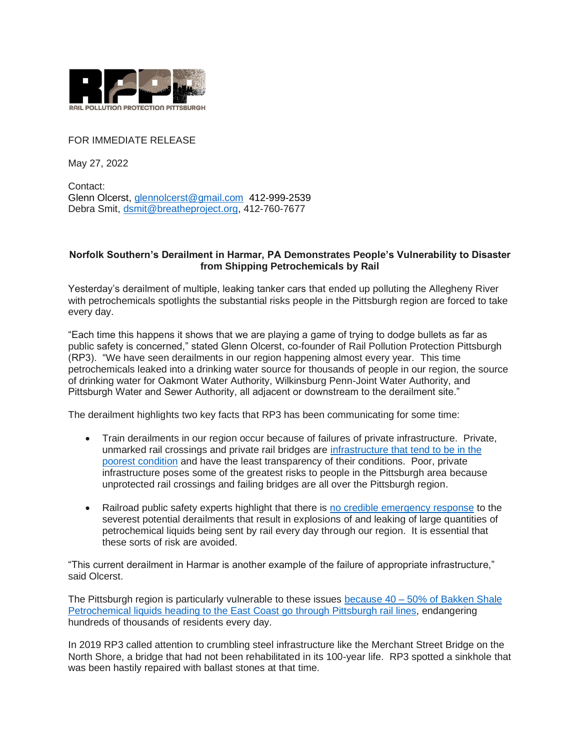RAIL POLLUTION PROTECTION PITTSBURGH

FOR IMMEDIATE RELEASE

May 27, 2022

Contact:
Glenn Olcerst, glennolcerst@gmail.com 412-999-2539
Debra Smit, dsmit@breatheproject.org, 412-760-7677

**Norfolk Southern's Derailment in Harmar, PA Demonstrates People's Vulnerability to Disaster from Shipping Petrochemicals by Rail**

Yesterday's derailment of multiple, leaking tanker cars that ended up polluting the Allegheny River with petrochemicals spotlights the substantial risks people in the Pittsburgh region are forced to take every day.

"Each time this happens it shows that we are playing a game of trying to dodge bullets as far as public safety is concerned," stated Glenn Olcerst, co-founder of Rail Pollution Protection Pittsburgh (RP3). "We have seen derailments in our region happening almost every year. This time petrochemicals leaked into a drinking water source for thousands of people in our region, the source of drinking water for Oakmont Water Authority, Wilkinsburg Penn-Joint Water Authority, and Pittsburgh Water and Sewer Authority, all adjacent or downstream to the derailment site."

The derailment highlights two key facts that RP3 has been communicating for some time:

- Train derailments in our region occur because of failures of private infrastructure. Private, unmarked rail crossings and private rail bridges are infrastructure that tend to be in the poorest condition and have the least transparency of their conditions. Poor, private infrastructure poses some of the greatest risks to people in the Pittsburgh area because unprotected rail crossings and failing bridges are all over the Pittsburgh region.

- Railroad public safety experts highlight that there is no credible emergency response to the severest potential derailments that result in explosions of and leaking of large quantities of petrochemical liquids being sent by rail every day through our region. It is essential that these sorts of risk are avoided.

"This current derailment in Harmar is another example of the failure of appropriate infrastructure," said Olcerst.

The Pittsburgh region is particularly vulnerable to these issues because 40 – 50% of Bakken Shale Petrochemical liquids heading to the East Coast go through Pittsburgh rail lines, endangering hundreds of thousands of residents every day.

In 2019 RP3 called attention to crumbling steel infrastructure like the Merchant Street Bridge on the North Shore, a bridge that had not been rehabilitated in its 100-year life. RP3 spotted a sinkhole that was been hastily repaired with ballast stones at that time.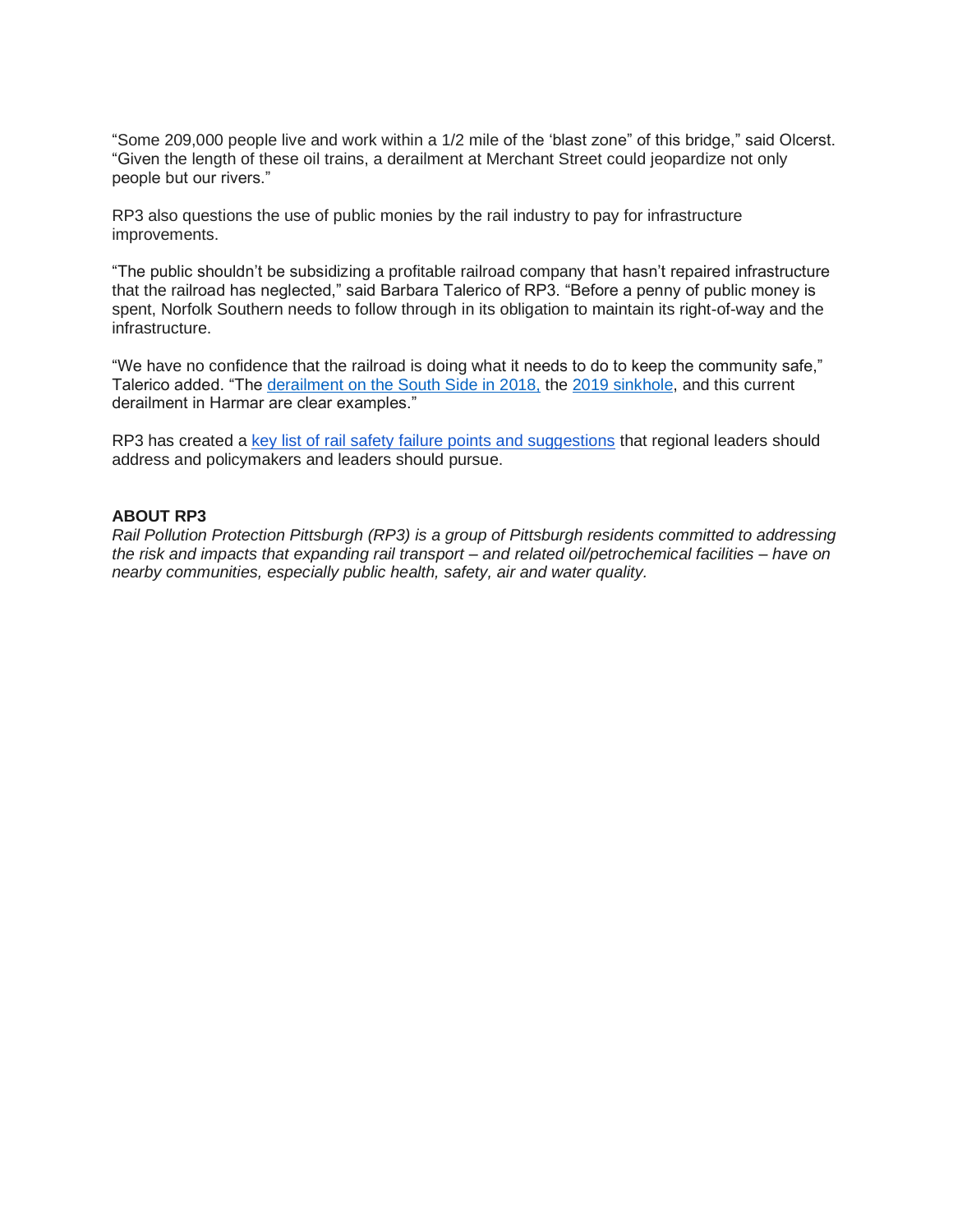"Some 209,000 people live and work within a 1/2 mile of the 'blast zone" of this bridge," said Olcerst. "Given the length of these oil trains, a derailment at Merchant Street could jeopardize not only people but our rivers."

RP3 also questions the use of public monies by the rail industry to pay for infrastructure improvements.

"The public shouldn't be subsidizing a profitable railroad company that hasn't repaired infrastructure that the railroad has neglected," said Barbara Talerico of RP3. "Before a penny of public money is spent, Norfolk Southern needs to follow through in its obligation to maintain its right-of-way and the infrastructure.

"We have no confidence that the railroad is doing what it needs to do to keep the community safe," Talerico added. "The derailment on the South Side in 2018, the 2019 sinkhole, and this current derailment in Harmar are clear examples."

RP3 has created a key list of rail safety failure points and suggestions that regional leaders should address and policymakers and leaders should pursue.

**ABOUT RP3**
*Rail Pollution Protection Pittsburgh (RP3) is a group of Pittsburgh residents committed to addressing the risk and impacts that expanding rail transport – and related oil/petrochemical facilities – have on nearby communities, especially public health, safety, air and water quality.*